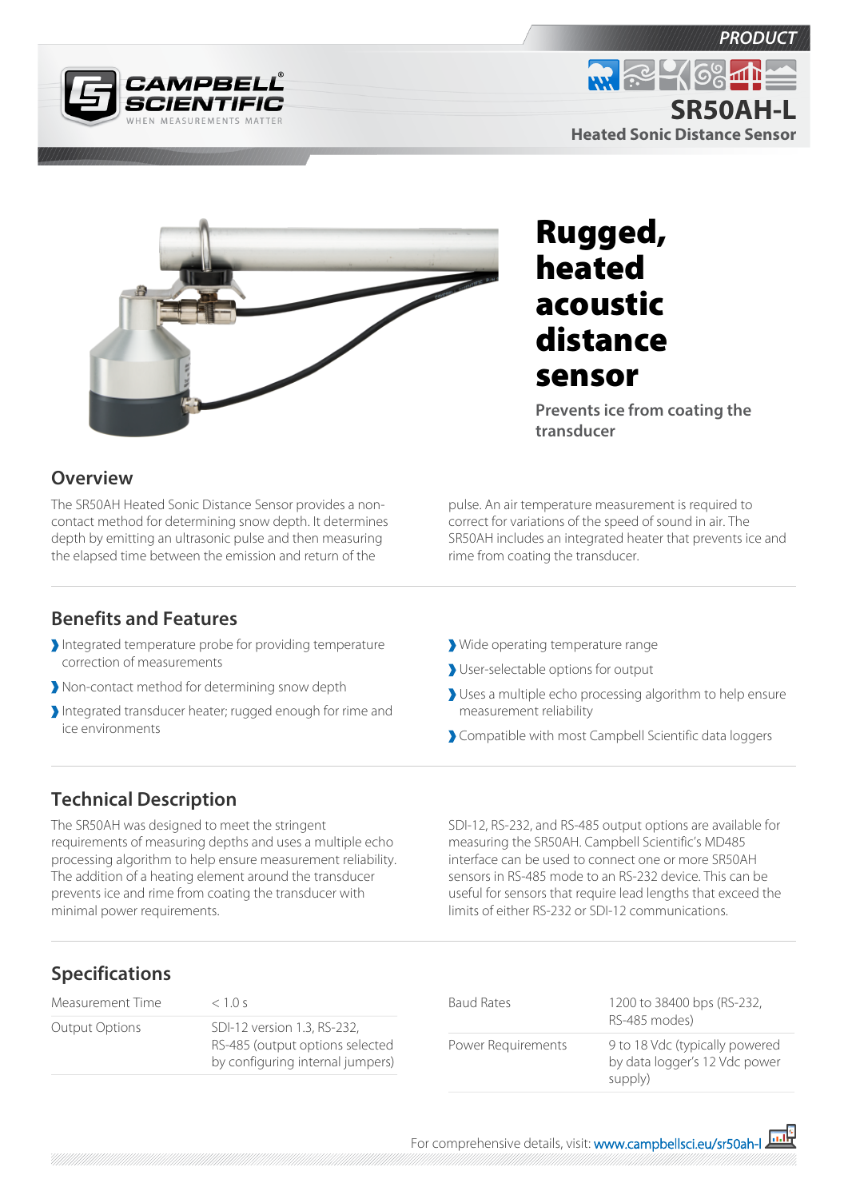PRODUCT

# SR50AH-L

**Heated Sonic Distance Sensor**

# Rugged, heated acoustic distance sensor

**Prevents ice from coating the transducer**

## Overview

The SR50AH Heated Sonic Distance Sensor provides a non-contact method for determining snow depth. It determines depth by emitting an ultrasonic pulse and then measuring the elapsed time between the emission and return of the pulse. An air temperature measurement is required to correct for variations of the speed of sound in air. The SR50AH includes an integrated heater that prevents ice and rime from coating the transducer.

## Benefits and Features

- Integrated temperature probe for providing temperature correction of measurements
- Non-contact method for determining snow depth
- Integrated transducer heater; rugged enough for rime and ice environments
- Wide operating temperature range
- User-selectable options for output
- Uses a multiple echo processing algorithm to help ensure measurement reliability
- Compatible with most Campbell Scientific data loggers

## Technical Description

The SR50AH was designed to meet the stringent requirements of measuring depths and uses a multiple echo processing algorithm to help ensure measurement reliability. The addition of a heating element around the transducer prevents ice and rime from coating the transducer with minimal power requirements.

SDI-12, RS-232, and RS-485 output options are available for measuring the SR50AH. Campbell Scientific's MD485 interface can be used to connect one or more SR50AH sensors in RS-485 mode to an RS-232 device. This can be useful for sensors that require lead lengths that exceed the limits of either RS-232 or SDI-12 communications.

## Specifications

| | |
|---|---|
| Measurement Time | < 1.0 s |
| Output Options | SDI-12 version 1.3, RS-232, RS-485 (output options selected by configuring internal jumpers) |
| Baud Rates | 1200 to 38400 bps (RS-232, RS-485 modes) |
| Power Requirements | 9 to 18 Vdc (typically powered by data logger's 12 Vdc power supply) |

For comprehensive details, visit: www.campbellsci.eu/sr50ah-l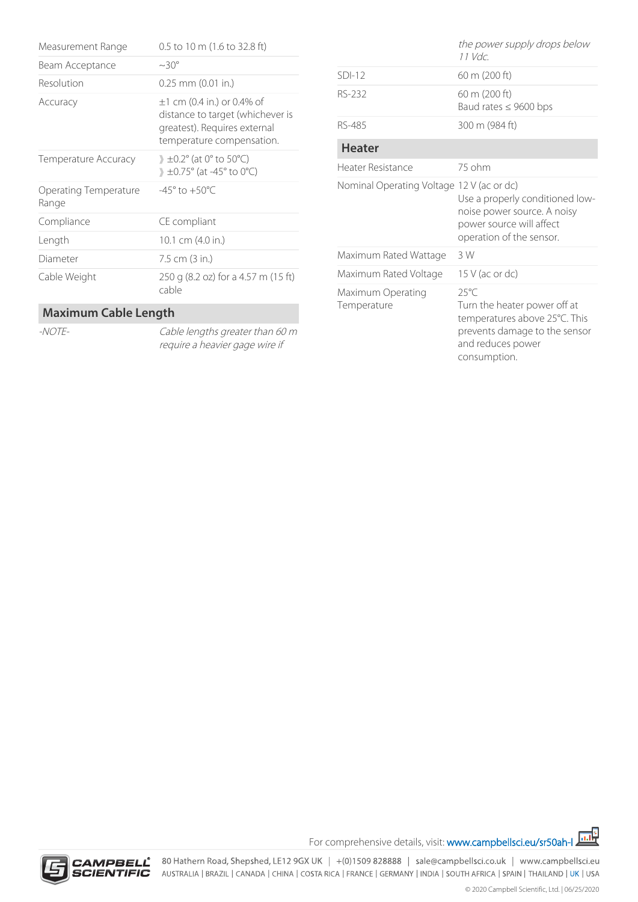| | |
|---|---|
| Measurement Range | 0.5 to 10 m (1.6 to 32.8 ft) |
| Beam Acceptance | ~30° |
| Resolution | 0.25 mm (0.01 in.) |
| Accuracy | ±1 cm (0.4 in.) or 0.4% of distance to target (whichever is greatest). Requires external temperature compensation. |
| Temperature Accuracy | ±0.2° (at 0° to 50°C)<br>±0.75° (at -45° to 0°C) |
| Operating Temperature Range | -45° to +50°C |
| Compliance | CE compliant |
| Length | 10.1 cm (4.0 in.) |
| Diameter | 7.5 cm (3 in.) |
| Cable Weight | 250 g (8.2 oz) for a 4.57 m (15 ft) cable |

## Maximum Cable Length

| | |
|---|---|
| *-NOTE-* | *Cable lengths greater than 60 m require a heavier gage wire if the power supply drops below 11 Vdc.* |
| SDI-12 | 60 m (200 ft) |
| RS-232 | 60 m (200 ft)<br>Baud rates ≤ 9600 bps |
| RS-485 | 300 m (984 ft) |

## Heater

| | |
|---|---|
| Heater Resistance | 75 ohm |
| Nominal Operating Voltage | 12 V (ac or dc)<br>Use a properly conditioned low-noise power source. A noisy power source will affect operation of the sensor. |
| Maximum Rated Wattage | 3 W |
| Maximum Rated Voltage | 15 V (ac or dc) |
| Maximum Operating Temperature | 25°C<br>Turn the heater power off at temperatures above 25°C. This prevents damage to the sensor and reduces power consumption. |

For comprehensive details, visit: www.campbellsci.eu/sr50ah-l

CAMPBELL SCIENTIFIC

80 Hathern Road, Shepshed, LE12 9GX UK | +(0)1509 828888 | sale@campbellsci.co.uk | www.campbellsci.eu

AUSTRALIA | BRAZIL | CANADA | CHINA | COSTA RICA | FRANCE | GERMANY | INDIA | SOUTH AFRICA | SPAIN | THAILAND | UK | USA

© 2020 Campbell Scientific, Ltd. | 06/25/2020